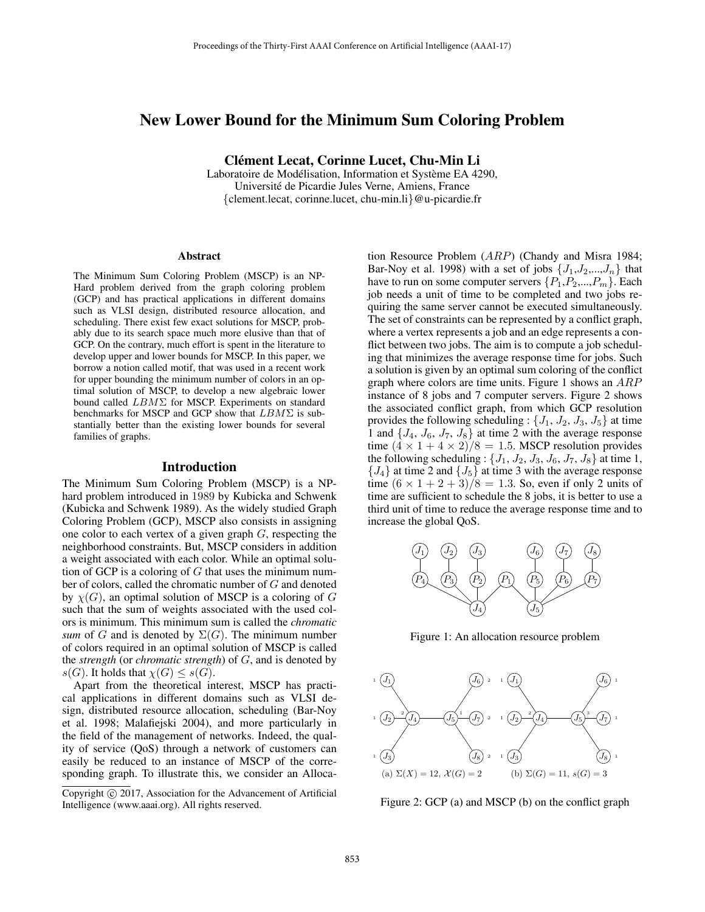# New Lower Bound for the Minimum Sum Coloring Problem

**Clément Lecat, Corinne Lucet, Chu-Min Li**

Laboratoire de Modélisation, Information et Système EA 4290,
Université de Picardie Jules Verne, Amiens, France
{clement.lecat, corinne.lucet, chu-min.li}@u-picardie.fr

### Abstract

The Minimum Sum Coloring Problem (MSCP) is an NP-Hard problem derived from the graph coloring problem (GCP) and has practical applications in different domains such as VLSI design, distributed resource allocation, and scheduling. There exist few exact solutions for MSCP, probably due to its search space much more elusive than that of GCP. On the contrary, much effort is spent in the literature to develop upper and lower bounds for MSCP. In this paper, we borrow a notion called motif, that was used in a recent work for upper bounding the minimum number of colors in an optimal solution of MSCP, to develop a new algebraic lower bound called $LBM\Sigma$ for MSCP. Experiments on standard benchmarks for MSCP and GCP show that $LBM\Sigma$ is substantially better than the existing lower bounds for several families of graphs.

## Introduction

The Minimum Sum Coloring Problem (MSCP) is a NP-hard problem introduced in 1989 by Kubicka and Schwenk (Kubicka and Schwenk 1989). As the widely studied Graph Coloring Problem (GCP), MSCP also consists in assigning one color to each vertex of a given graph $G$, respecting the neighborhood constraints. But, MSCP considers in addition a weight associated with each color. While an optimal solution of GCP is a coloring of $G$ that uses the minimum number of colors, called the chromatic number of $G$ and denoted by $\chi(G)$, an optimal solution of MSCP is a coloring of $G$ such that the sum of weights associated with the used colors is minimum. This minimum sum is called the *chromatic sum* of $G$ and is denoted by $\Sigma(G)$. The minimum number of colors required in an optimal solution of MSCP is called the *strength* (or *chromatic strength*) of $G$, and is denoted by $s(G)$. It holds that $\chi(G) \leq s(G)$.

Apart from the theoretical interest, MSCP has practical applications in different domains such as VLSI design, distributed resource allocation, scheduling (Bar-Noy et al. 1998; Malafiejski 2004), and more particularly in the field of the management of networks. Indeed, the quality of service (QoS) through a network of customers can easily be reduced to an instance of MSCP of the corresponding graph. To illustrate this, we consider an Allocation Resource Problem ($ARP$) (Chandy and Misra 1984; Bar-Noy et al. 1998) with a set of jobs $\{J_1,J_2,...,J_n\}$ that have to run on some computer servers $\{P_1,P_2,...,P_m\}$. Each job needs a unit of time to be completed and two jobs requiring the same server cannot be executed simultaneously. The set of constraints can be represented by a conflict graph, where a vertex represents a job and an edge represents a conflict between two jobs. The aim is to compute a job scheduling that minimizes the average response time for jobs. Such a solution is given by an optimal sum coloring of the conflict graph where colors are time units. Figure 1 shows an $ARP$ instance of 8 jobs and 7 computer servers. Figure 2 shows the associated conflict graph, from which GCP resolution provides the following scheduling : $\{J_1, J_2, J_3, J_5\}$ at time 1 and $\{J_4, J_6, J_7, J_8\}$ at time 2 with the average response time $(4 \times 1 + 4 \times 2)/8 = 1.5$. MSCP resolution provides the following scheduling : $\{J_1, J_2, J_3, J_6, J_7, J_8\}$ at time 1, $\{J_4\}$ at time 2 and $\{J_5\}$ at time 3 with the average response time $(6 \times 1 + 2 + 3)/8 = 1.3$. So, even if only 2 units of time are sufficient to schedule the 8 jobs, it is better to use a third unit of time to reduce the average response time and to increase the global QoS.

Figure 1: An allocation resource problem

(a) $\Sigma(X) = 12$, $\mathcal{X}(G) = 2$ (b) $\Sigma(G) = 11$, $s(G) = 3$

Figure 2: GCP (a) and MSCP (b) on the conflict graph

Copyright © 2017, Association for the Advancement of Artificial Intelligence (www.aaai.org). All rights reserved.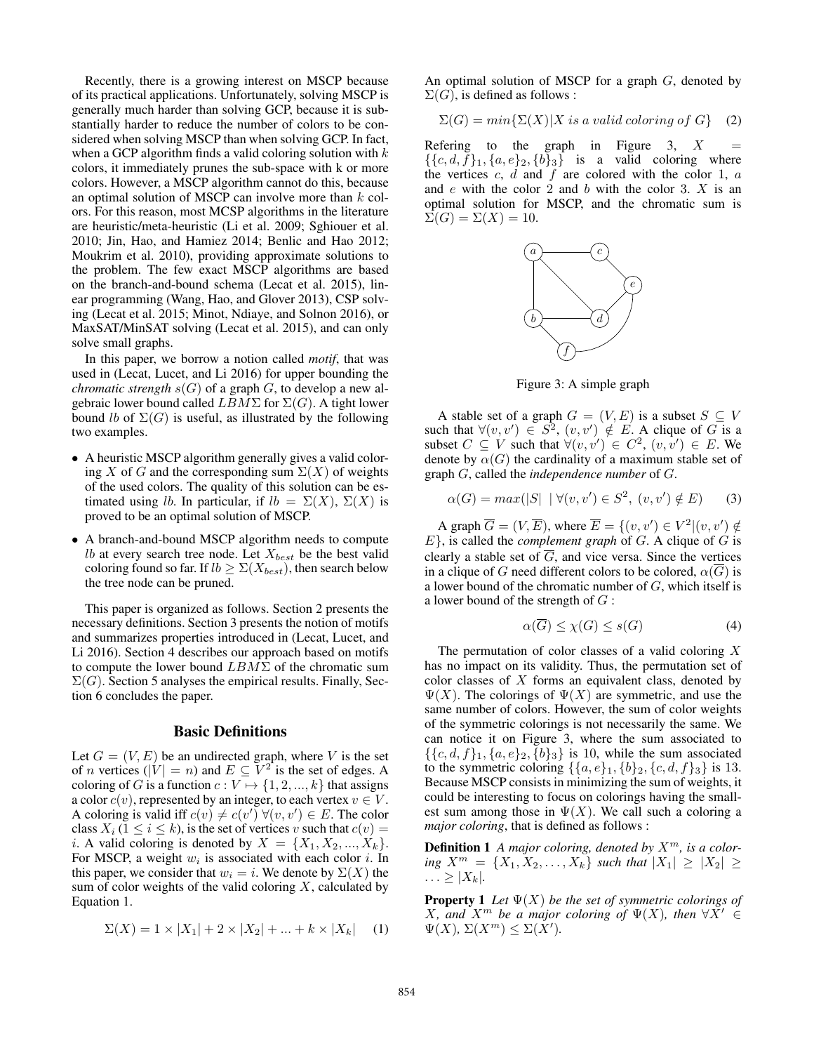Recently, there is a growing interest on MSCP because of its practical applications. Unfortunately, solving MSCP is generally much harder than solving GCP, because it is substantially harder to reduce the number of colors to be considered when solving MSCP than when solving GCP. In fact, when a GCP algorithm finds a valid coloring solution with $k$ colors, it immediately prunes the sub-space with k or more colors. However, a MSCP algorithm cannot do this, because an optimal solution of MSCP can involve more than $k$ colors. For this reason, most MCSP algorithms in the literature are heuristic/meta-heuristic (Li et al. 2009; Sghiouer et al. 2010; Jin, Hao, and Hamiez 2014; Benlic and Hao 2012; Moukrim et al. 2010), providing approximate solutions to the problem. The few exact MSCP algorithms are based on the branch-and-bound schema (Lecat et al. 2015), linear programming (Wang, Hao, and Glover 2013), CSP solving (Lecat et al. 2015; Minot, Ndiaye, and Solnon 2016), or MaxSAT/MinSAT solving (Lecat et al. 2015), and can only solve small graphs.

In this paper, we borrow a notion called *motif*, that was used in (Lecat, Lucet, and Li 2016) for upper bounding the *chromatic strength* $s(G)$ of a graph $G$, to develop a new algebraic lower bound called $LBM\Sigma$ for $\Sigma(G)$. A tight lower bound $lb$ of $\Sigma(G)$ is useful, as illustrated by the following two examples.

- A heuristic MSCP algorithm generally gives a valid coloring $X$ of $G$ and the corresponding sum $\Sigma(X)$ of weights of the used colors. The quality of this solution can be estimated using $lb$. In particular, if $lb = \Sigma(X)$, $\Sigma(X)$ is proved to be an optimal solution of MSCP.
- A branch-and-bound MSCP algorithm needs to compute $lb$ at every search tree node. Let $X_{best}$ be the best valid coloring found so far. If $lb \geq \Sigma(X_{best})$, then search below the tree node can be pruned.

This paper is organized as follows. Section 2 presents the necessary definitions. Section 3 presents the notion of motifs and summarizes properties introduced in (Lecat, Lucet, and Li 2016). Section 4 describes our approach based on motifs to compute the lower bound $LBM\Sigma$ of the chromatic sum $\Sigma(G)$. Section 5 analyses the empirical results. Finally, Section 6 concludes the paper.

## Basic Definitions

Let $G = (V, E)$ be an undirected graph, where $V$ is the set of $n$ vertices ($|V| = n$) and $E \subseteq V^2$ is the set of edges. A coloring of $G$ is a function $c : V \mapsto \{1, 2, ..., k\}$ that assigns a color $c(v)$, represented by an integer, to each vertex $v \in V$. A coloring is valid iff $c(v) \neq c(v')\ \forall (v, v') \in E$. The color class $X_i$ ($1 \leq i \leq k$), is the set of vertices $v$ such that $c(v) = i$. A valid coloring is denoted by $X = \{X_1, X_2, ..., X_k\}$. For MSCP, a weight $w_i$ is associated with each color $i$. In this paper, we consider that $w_i = i$. We denote by $\Sigma(X)$ the sum of color weights of the valid coloring $X$, calculated by Equation 1.

$$\Sigma(X) = 1 \times |X_1| + 2 \times |X_2| + ... + k \times |X_k| \quad (1)$$

An optimal solution of MSCP for a graph $G$, denoted by $\Sigma(G)$, is defined as follows :

$$\Sigma(G) = min\{\Sigma(X) | X \text{ is a valid coloring of } G\} \quad (2)$$

Refering to the graph in Figure 3, $X = \{\{c, d, f\}_1, \{a, e\}_2, \{b\}_3\}$ is a valid coloring where the vertices $c$, $d$ and $f$ are colored with the color 1, $a$ and $e$ with the color 2 and $b$ with the color 3. $X$ is an optimal solution for MSCP, and the chromatic sum is $\Sigma(G) = \Sigma(X) = 10$.

Figure 3: A simple graph

A stable set of a graph $G = (V, E)$ is a subset $S \subseteq V$ such that $\forall (v, v') \in S^2$, $(v, v') \notin E$. A clique of $G$ is a subset $C \subseteq V$ such that $\forall (v, v') \in C^2$, $(v, v') \in E$. We denote by $\alpha(G)$ the cardinality of a maximum stable set of graph $G$, called the *independence number* of $G$.

$$\alpha(G) = max(|S| \mid \forall (v, v') \in S^2,\ (v, v') \notin E) \quad (3)$$

A graph $\overline{G} = (V, \overline{E})$, where $\overline{E} = \{(v, v') \in V^2 | (v, v') \notin E\}$, is called the *complement graph* of $G$. A clique of $G$ is clearly a stable set of $\overline{G}$, and vice versa. Since the vertices in a clique of $G$ need different colors to be colored, $\alpha(\overline{G})$ is a lower bound of the chromatic number of $G$, which itself is a lower bound of the strength of $G$ :

$$\alpha(\overline{G}) \leq \chi(G) \leq s(G) \quad (4)$$

The permutation of color classes of a valid coloring $X$ has no impact on its validity. Thus, the permutation set of color classes of $X$ forms an equivalent class, denoted by $\Psi(X)$. The colorings of $\Psi(X)$ are symmetric, and use the same number of colors. However, the sum of color weights of the symmetric colorings is not necessarily the same. We can notice it on Figure 3, where the sum associated to $\{\{c, d, f\}_1, \{a, e\}_2, \{b\}_3\}$ is 10, while the sum associated to the symmetric coloring $\{\{a, e\}_1, \{b\}_2, \{c, d, f\}_3\}$ is 13. Because MSCP consists in minimizing the sum of weights, it could be interesting to focus on colorings having the smallest sum among those in $\Psi(X)$. We call such a coloring a *major coloring*, that is defined as follows :

**Definition 1** *A major coloring, denoted by $X^m$, is a coloring $X^m = \{X_1, X_2, \ldots, X_k\}$ such that $|X_1| \geq |X_2| \geq \ldots \geq |X_k|$.*

**Property 1** *Let $\Psi(X)$ be the set of symmetric colorings of $X$, and $X^m$ be a major coloring of $\Psi(X)$, then $\forall X' \in \Psi(X)$, $\Sigma(X^m) \leq \Sigma(X')$.*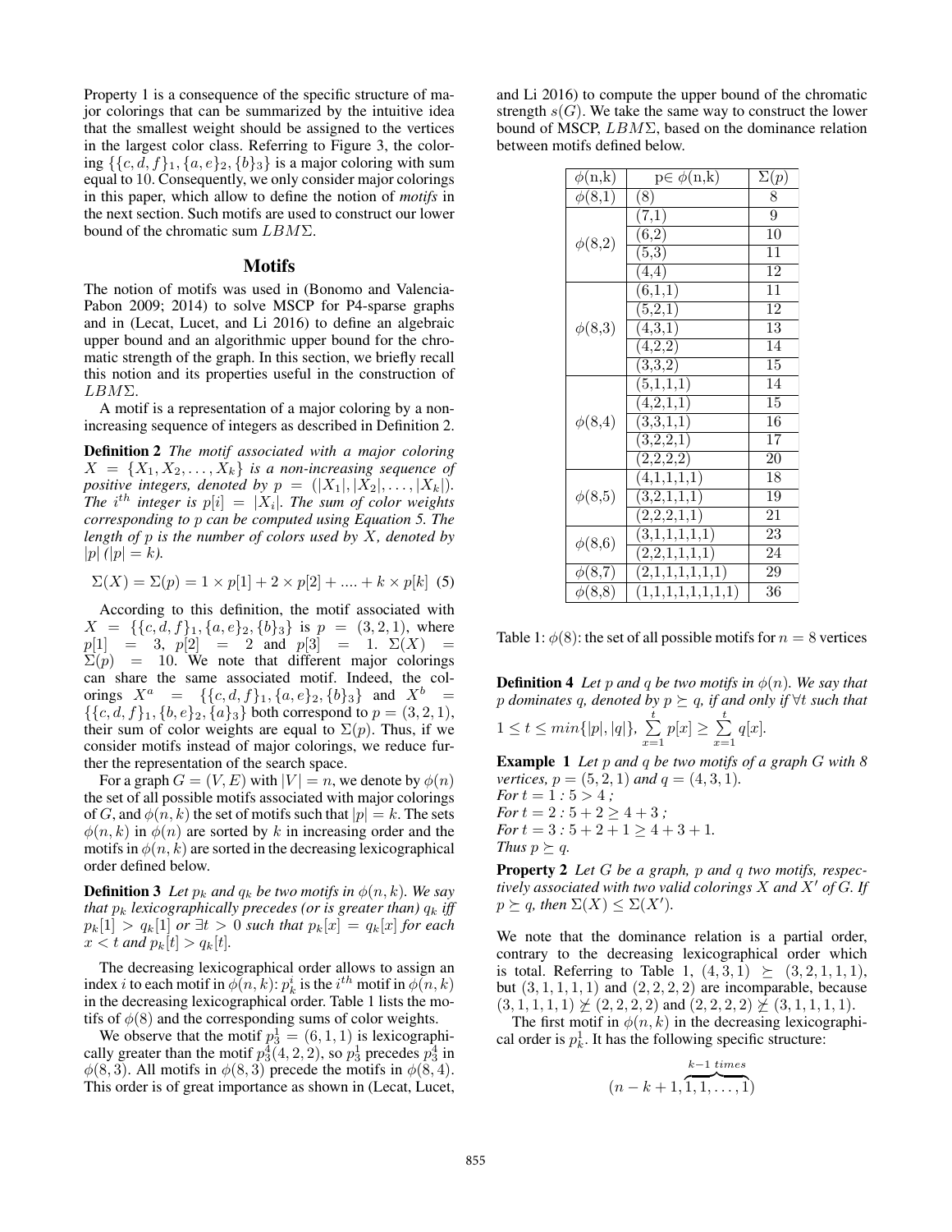Property 1 is a consequence of the specific structure of major colorings that can be summarized by the intuitive idea that the smallest weight should be assigned to the vertices in the largest color class. Referring to Figure 3, the coloring $\{\{c, d, f\}_1, \{a, e\}_2, \{b\}_3\}$ is a major coloring with sum equal to 10. Consequently, we only consider major colorings in this paper, which allow to define the notion of *motifs* in the next section. Such motifs are used to construct our lower bound of the chromatic sum $LBM\Sigma$.

## Motifs

The notion of motifs was used in (Bonomo and Valencia-Pabon 2009; 2014) to solve MSCP for P4-sparse graphs and in (Lecat, Lucet, and Li 2016) to define an algebraic upper bound and an algorithmic upper bound for the chromatic strength of the graph. In this section, we briefly recall this notion and its properties useful in the construction of $LBM\Sigma$.

A motif is a representation of a major coloring by a non-increasing sequence of integers as described in Definition 2.

**Definition 2** *The motif associated with a major coloring $X = \{X_1, X_2, \ldots, X_k\}$ is a non-increasing sequence of positive integers, denoted by $p = (|X_1|, |X_2|, \ldots, |X_k|)$. The $i^{th}$ integer is $p[i] = |X_i|$. The sum of color weights corresponding to $p$ can be computed using Equation 5. The length of $p$ is the number of colors used by $X$, denoted by $|p|$ ($|p| = k$).*

$$\Sigma(X) = \Sigma(p) = 1 \times p[1] + 2 \times p[2] + \ldots + k \times p[k] \quad (5)$$

According to this definition, the motif associated with $X = \{\{c, d, f\}_1, \{a, e\}_2, \{b\}_3\}$ is $p = (3, 2, 1)$, where $p[1] = 3$, $p[2] = 2$ and $p[3] = 1$. $\Sigma(X) = \Sigma(p) = 10$. We note that different major colorings can share the same associated motif. Indeed, the colorings $X^a = \{\{c, d, f\}_1, \{a, e\}_2, \{b\}_3\}$ and $X^b = \{\{c, d, f\}_1, \{b, e\}_2, \{a\}_3\}$ both correspond to $p = (3, 2, 1)$, their sum of color weights are equal to $\Sigma(p)$. Thus, if we consider motifs instead of major colorings, we reduce further the representation of the search space.

For a graph $G = (V, E)$ with $|V| = n$, we denote by $\phi(n)$ the set of all possible motifs associated with major colorings of $G$, and $\phi(n, k)$ the set of motifs such that $|p| = k$. The sets $\phi(n, k)$ in $\phi(n)$ are sorted by $k$ in increasing order and the motifs in $\phi(n, k)$ are sorted in the decreasing lexicographical order defined below.

**Definition 3** *Let $p_k$ and $q_k$ be two motifs in $\phi(n, k)$. We say that $p_k$ lexicographically precedes (or is greater than) $q_k$ iff $p_k[1] > q_k[1]$ or $\exists t > 0$ such that $p_k[x] = q_k[x]$ for each $x < t$ and $p_k[t] > q_k[t]$.*

The decreasing lexicographical order allows to assign an index $i$ to each motif in $\phi(n, k)$: $p_k^i$ is the $i^{th}$ motif in $\phi(n, k)$ in the decreasing lexicographical order. Table 1 lists the motifs of $\phi(8)$ and the corresponding sums of color weights.

We observe that the motif $p_3^1 = (6, 1, 1)$ is lexicographically greater than the motif $p_3^4(4, 2, 2)$, so $p_3^1$ precedes $p_3^4$ in $\phi(8, 3)$. All motifs in $\phi(8, 3)$ precede the motifs in $\phi(8, 4)$. This order is of great importance as shown in (Lecat, Lucet, and Li 2016) to compute the upper bound of the chromatic strength $s(G)$. We take the same way to construct the lower bound of MSCP, $LBM\Sigma$, based on the dominance relation between motifs defined below.

| $\phi$(n,k) | p$\in$ $\phi$(n,k) | $\Sigma(p)$ |
|---|---|---|
| $\phi$(8,1) | (8) | 8 |
| $\phi$(8,2) | (7,1) | 9 |
| | (6,2) | 10 |
| | (5,3) | 11 |
| | (4,4) | 12 |
| $\phi$(8,3) | (6,1,1) | 11 |
| | (5,2,1) | 12 |
| | (4,3,1) | 13 |
| | (4,2,2) | 14 |
| | (3,3,2) | 15 |
| $\phi$(8,4) | (5,1,1,1) | 14 |
| | (4,2,1,1) | 15 |
| | (3,3,1,1) | 16 |
| | (3,2,2,1) | 17 |
| | (2,2,2,2) | 20 |
| $\phi$(8,5) | (4,1,1,1,1) | 18 |
| | (3,2,1,1,1) | 19 |
| | (2,2,2,1,1) | 21 |
| $\phi$(8,6) | (3,1,1,1,1,1) | 23 |
| | (2,2,1,1,1,1) | 24 |
| $\phi$(8,7) | (2,1,1,1,1,1,1) | 29 |
| $\phi$(8,8) | (1,1,1,1,1,1,1,1) | 36 |

Table 1: $\phi(8)$: the set of all possible motifs for $n = 8$ vertices

**Definition 4** *Let $p$ and $q$ be two motifs in $\phi(n)$. We say that $p$ dominates $q$, denoted by $p \succeq q$, if and only if $\forall t$ such that $1 \leq t \leq min\{|p|, |q|\}$, $\sum_{x=1}^{t} p[x] \geq \sum_{x=1}^{t} q[x]$.*

**Example 1** *Let $p$ and $q$ be two motifs of a graph $G$ with 8 vertices, $p = (5, 2, 1)$ and $q = (4, 3, 1)$.*
*For $t = 1$ : $5 > 4$ ;*
*For $t = 2$ : $5 + 2 \geq 4 + 3$ ;*
*For $t = 3$ : $5 + 2 + 1 \geq 4 + 3 + 1$.*
*Thus $p \succeq q$.*

**Property 2** *Let $G$ be a graph, $p$ and $q$ two motifs, respectively associated with two valid colorings $X$ and $X'$ of $G$. If $p \succeq q$, then $\Sigma(X) \leq \Sigma(X')$.*

We note that the dominance relation is a partial order, contrary to the decreasing lexicographical order which is total. Referring to Table 1, $(4, 3, 1) \succeq (3, 2, 1, 1, 1)$, but $(3, 1, 1, 1, 1)$ and $(2, 2, 2, 2)$ are incomparable, because $(3, 1, 1, 1, 1) \not\succeq (2, 2, 2, 2)$ and $(2, 2, 2, 2) \not\succeq (3, 1, 1, 1, 1)$.

The first motif in $\phi(n, k)$ in the decreasing lexicographical order is $p_k^1$. It has the following specific structure:

$$(n - k + 1, \overbrace{1, 1, \ldots, 1}^{k-1\ times})$$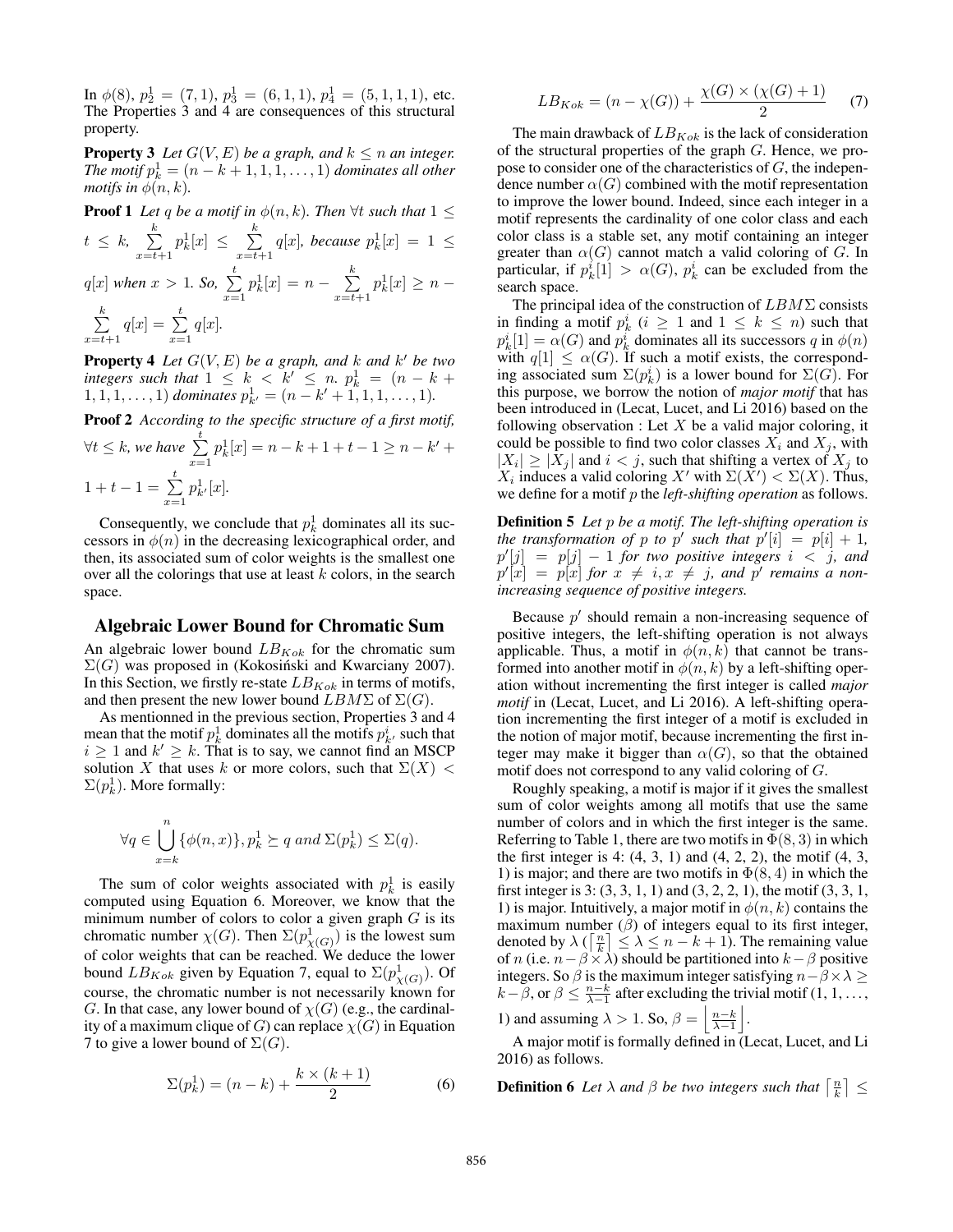In $\phi(8)$, $p_2^1 = (7, 1)$, $p_3^1 = (6, 1, 1)$, $p_4^1 = (5, 1, 1, 1)$, etc. The Properties 3 and 4 are consequences of this structural property.

**Property 3** *Let $G(V, E)$ be a graph, and $k \leq n$ an integer. The motif $p_k^1 = (n - k + 1, 1, 1, \ldots, 1)$ dominates all other motifs in $\phi(n, k)$.*

**Proof 1** *Let $q$ be a motif in $\phi(n, k)$. Then $\forall t$ such that $1 \leq t \leq k$, $\sum_{x=t+1}^{k} p_k^1[x] \leq \sum_{x=t+1}^{k} q[x]$, because $p_k^1[x] = 1 \leq q[x]$ when $x > 1$. So, $\sum_{x=1}^{t} p_k^1[x] = n - \sum_{x=t+1}^{k} p_k^1[x] \geq n - \sum_{x=t+1}^{k} q[x] = \sum_{x=1}^{t} q[x]$.*

**Property 4** *Let $G(V, E)$ be a graph, and $k$ and $k'$ be two integers such that $1 \leq k < k' \leq n$. $p_k^1 = (n - k + 1, 1, 1, \ldots, 1)$ dominates $p_{k'}^1 = (n - k' + 1, 1, 1, \ldots, 1)$.*

**Proof 2** *According to the specific structure of a first motif, $\forall t \leq k$, we have $\sum_{x=1}^{t} p_k^1[x] = n - k + 1 + t - 1 \geq n - k' + 1 + t - 1 = \sum_{x=1}^{t} p_{k'}^1[x]$.*

Consequently, we conclude that $p_k^1$ dominates all its successors in $\phi(n)$ in the decreasing lexicographical order, and then, its associated sum of color weights is the smallest one over all the colorings that use at least $k$ colors, in the search space.

## Algebraic Lower Bound for Chromatic Sum

An algebraic lower bound $LB_{Kok}$ for the chromatic sum $\Sigma(G)$ was proposed in (Kokosiński and Kwarciany 2007). In this Section, we firstly re-state $LB_{Kok}$ in terms of motifs, and then present the new lower bound $LBM\Sigma$ of $\Sigma(G)$.

As mentionned in the previous section, Properties 3 and 4 mean that the motif $p_k^1$ dominates all the motifs $p_{k'}^i$ such that $i \geq 1$ and $k' \geq k$. That is to say, we cannot find an MSCP solution $X$ that uses $k$ or more colors, such that $\Sigma(X) < \Sigma(p_k^1)$. More formally:

$$\forall q \in \bigcup_{x=k}^{n} \{\phi(n, x)\}, p_k^1 \succeq q \text{ and } \Sigma(p_k^1) \leq \Sigma(q).$$

The sum of color weights associated with $p_k^1$ is easily computed using Equation 6. Moreover, we know that the minimum number of colors to color a given graph $G$ is its chromatic number $\chi(G)$. Then $\Sigma(p_{\chi(G)}^1)$ is the lowest sum of color weights that can be reached. We deduce the lower bound $LB_{Kok}$ given by Equation 7, equal to $\Sigma(p_{\chi(G)}^1)$. Of course, the chromatic number is not necessarily known for $G$. In that case, any lower bound of $\chi(G)$ (e.g., the cardinality of a maximum clique of $G$) can replace $\chi(G)$ in Equation 7 to give a lower bound of $\Sigma(G)$.

$$\Sigma(p_k^1) = (n - k) + \frac{k \times (k + 1)}{2} \tag{6}$$

$$LB_{Kok} = (n - \chi(G)) + \frac{\chi(G) \times (\chi(G) + 1)}{2} \tag{7}$$

The main drawback of $LB_{Kok}$ is the lack of consideration of the structural properties of the graph $G$. Hence, we propose to consider one of the characteristics of $G$, the independence number $\alpha(G)$ combined with the motif representation to improve the lower bound. Indeed, since each integer in a motif represents the cardinality of one color class and each color class is a stable set, any motif containing an integer greater than $\alpha(G)$ cannot match a valid coloring of $G$. In particular, if $p_k^i[1] > \alpha(G)$, $p_k^i$ can be excluded from the search space.

The principal idea of the construction of $LBM\Sigma$ consists in finding a motif $p_k^i$ ($i \geq 1$ and $1 \leq k \leq n$) such that $p_k^i[1] = \alpha(G)$ and $p_k^i$ dominates all its successors $q$ in $\phi(n)$ with $q[1] \leq \alpha(G)$. If such a motif exists, the corresponding associated sum $\Sigma(p_k^i)$ is a lower bound for $\Sigma(G)$. For this purpose, we borrow the notion of *major motif* that has been introduced in (Lecat, Lucet, and Li 2016) based on the following observation : Let $X$ be a valid major coloring, it could be possible to find two color classes $X_i$ and $X_j$, with $|X_i| \geq |X_j|$ and $i < j$, such that shifting a vertex of $X_j$ to $X_i$ induces a valid coloring $X'$ with $\Sigma(X') < \Sigma(X)$. Thus, we define for a motif $p$ the *left-shifting operation* as follows.

**Definition 5** *Let $p$ be a motif. The left-shifting operation is the transformation of $p$ to $p'$ such that $p'[i] = p[i] + 1$, $p'[j] = p[j] - 1$ for two positive integers $i < j$, and $p'[x] = p[x]$ for $x \neq i, x \neq j$, and $p'$ remains a non-increasing sequence of positive integers.*

Because $p'$ should remain a non-increasing sequence of positive integers, the left-shifting operation is not always applicable. Thus, a motif in $\phi(n, k)$ that cannot be transformed into another motif in $\phi(n, k)$ by a left-shifting operation without incrementing the first integer is called *major motif* in (Lecat, Lucet, and Li 2016). A left-shifting operation incrementing the first integer of a motif is excluded in the notion of major motif, because incrementing the first integer may make it bigger than $\alpha(G)$, so that the obtained motif does not correspond to any valid coloring of $G$.

Roughly speaking, a motif is major if it gives the smallest sum of color weights among all motifs that use the same number of colors and in which the first integer is the same. Referring to Table 1, there are two motifs in $\Phi(8, 3)$ in which the first integer is 4: (4, 3, 1) and (4, 2, 2), the motif (4, 3, 1) is major; and there are two motifs in $\Phi(8, 4)$ in which the first integer is 3: (3, 3, 1, 1) and (3, 2, 2, 1), the motif (3, 3, 1, 1) is major. Intuitively, a major motif in $\phi(n, k)$ contains the maximum number ($\beta$) of integers equal to its first integer, denoted by $\lambda$ ($\lceil \frac{n}{k} \rceil \leq \lambda \leq n - k + 1$). The remaining value of $n$ (i.e. $n - \beta \times \lambda$) should be partitioned into $k - \beta$ positive integers. So $\beta$ is the maximum integer satisfying $n - \beta \times \lambda \geq k - \beta$, or $\beta \leq \frac{n-k}{\lambda-1}$ after excluding the trivial motif $(1, 1, \ldots, 1)$ and assuming $\lambda > 1$. So, $\beta = \left\lfloor \frac{n-k}{\lambda-1} \right\rfloor$.

A major motif is formally defined in (Lecat, Lucet, and Li 2016) as follows.

**Definition 6** *Let $\lambda$ and $\beta$ be two integers such that $\lceil \frac{n}{k} \rceil \leq$*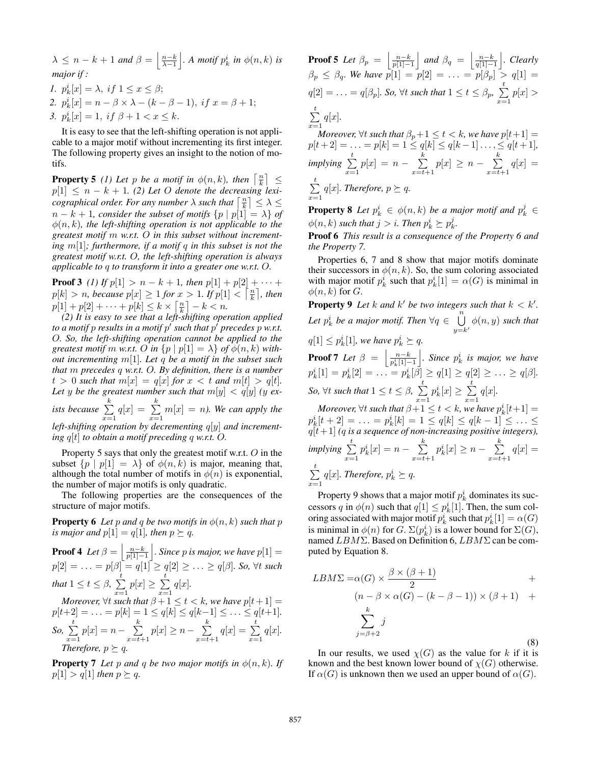$\lambda \leq n - k + 1$ *and* $\beta = \left\lfloor \frac{n-k}{\lambda-1} \right\rfloor$. *A motif* $p_k^i$ *in* $\phi(n,k)$ *is major if :*

1. $p_k^i[x] = \lambda, \; if \; 1 \leq x \leq \beta;$
2. $p_k^i[x] = n - \beta \times \lambda - (k - \beta - 1), \; if \; x = \beta + 1;$
3. $p_k^i[x] = 1, \; if \; \beta + 1 < x \leq k.$

It is easy to see that the left-shifting operation is not applicable to a major motif without incrementing its first integer. The following property gives an insight to the notion of motifs.

**Property 5** *(1) Let* $p$ *be a motif in* $\phi(n,k)$*, then* $\left\lceil \frac{n}{k} \right\rceil \leq p[1] \leq n - k + 1$*. (2) Let* $O$ *denote the decreasing lexicographical order. For any number* $\lambda$ *such that* $\left\lceil \frac{n}{k} \right\rceil \leq \lambda \leq n - k + 1$*, consider the subset of motifs* $\{p \mid p[1] = \lambda\}$ *of* $\phi(n,k)$*, the left-shifting operation is not applicable to the greatest motif* $m$ *w.r.t.* $O$ *in this subset without incrementing* $m[1]$*; furthermore, if a motif* $q$ *in this subset is not the greatest motif w.r.t.* $O$*, the left-shifting operation is always applicable to* $q$ *to transform it into a greater one w.r.t.* $O$*.*

**Proof 3** *(1) If* $p[1] > n - k + 1$*, then* $p[1] + p[2] + \cdots + p[k] > n$*, because* $p[x] \geq 1$ *for* $x > 1$*. If* $p[1] < \left\lceil \frac{n}{k} \right\rceil$*, then* $p[1] + p[2] + \cdots + p[k] \leq k \times \left\lceil \frac{n}{k} \right\rceil - k < n$*.*

*(2) It is easy to see that a left-shifting operation applied to a motif* $p$ *results in a motif* $p'$ *such that* $p'$ *precedes* $p$ *w.r.t.* $O$*. So, the left-shifting operation cannot be applied to the greatest motif* $m$ *w.r.t.* $O$ *in* $\{p \mid p[1] = \lambda\}$ *of* $\phi(n,k)$ *without incrementing* $m[1]$*. Let* $q$ *be a motif in the subset such that* $m$ *precedes* $q$ *w.r.t.* $O$*. By definition, there is a number* $t > 0$ *such that* $m[x] = q[x]$ *for* $x < t$ *and* $m[t] > q[t]$*. Let* $y$ *be the greatest number such that* $m[y] < q[y]$ *(*$y$ *exists because* $\sum_{x=1}^{k} q[x] = \sum_{x=1}^{k} m[x] = n$*). We can apply the left-shifting operation by decrementing* $q[y]$ *and incrementing* $q[t]$ *to obtain a motif preceding* $q$ *w.r.t.* $O$*.*

Property 5 says that only the greatest motif w.r.t. $O$ in the subset $\{p \mid p[1] = \lambda\}$ of $\phi(n,k)$ is major, meaning that, although the total number of motifs in $\phi(n)$ is exponential, the number of major motifs is only quadratic.

The following properties are the consequences of the structure of major motifs.

**Property 6** *Let* $p$ *and* $q$ *be two motifs in* $\phi(n,k)$ *such that* $p$ *is major and* $p[1] = q[1]$*, then* $p \succeq q$*.*

**Proof 4** *Let* $\beta = \left\lfloor \frac{n-k}{p[1]-1} \right\rfloor$*. Since* $p$ *is major, we have* $p[1] = p[2] = \ldots = p[\beta] = q[1] \geq q[2] \geq \ldots \geq q[\beta]$*. So,* $\forall t$ *such that* $1 \leq t \leq \beta$*,* $\sum_{x=1}^{t} p[x] \geq \sum_{x=1}^{t} q[x]$*.*

*Moreover,* $\forall t$ *such that* $\beta + 1 \leq t < k$*, we have* $p[t+1] = p[t+2] = \ldots = p[k] = 1 \leq q[k] \leq q[k-1] \leq \ldots \leq q[t+1]$*. So,* $\sum_{x=1}^{t} p[x] = n - \sum_{x=t+1}^{k} p[x] \geq n - \sum_{x=t+1}^{k} q[x] = \sum_{x=1}^{t} q[x]$*. Therefore,* $p \succeq q$*.*

**Property 7** *Let* $p$ *and* $q$ *be two major motifs in* $\phi(n,k)$*. If* $p[1] > q[1]$ *then* $p \succeq q$*.*

**Proof 5** *Let* $\beta_p = \left\lfloor \frac{n-k}{p[1]-1} \right\rfloor$ *and* $\beta_q = \left\lfloor \frac{n-k}{q[1]-1} \right\rfloor$*. Clearly* $\beta_p \leq \beta_q$*. We have* $p[1] = p[2] = \ldots = p[\beta_p] > q[1] = q[2] = \ldots = q[\beta_p]$*. So,* $\forall t$ *such that* $1 \leq t \leq \beta_p$*,* $\sum_{x=1}^{t} p[x] > \sum_{x=1}^{t} q[x]$*.*

*Moreover,* $\forall t$ *such that* $\beta_p + 1 \leq t < k$*, we have* $p[t+1] = p[t+2] = \ldots = p[k] = 1 \leq q[k] \leq q[k-1] \ldots, \leq q[t+1]$*, implying* $\sum_{x=1}^{t} p[x] = n - \sum_{x=t+1}^{k} p[x] \geq n - \sum_{x=t+1}^{k} q[x] = \sum_{x=1}^{t} q[x]$*. Therefore,* $p \succeq q$*.*

**Property 8** *Let* $p_k^i \in \phi(n,k)$ *be a major motif and* $p_k^j \in \phi(n,k)$ *such that* $j > i$*. Then* $p_k^i \succeq p_k^j$*.*

**Proof 6** *This result is a consequence of the Property 6 and the Property 7.*

Properties 6, 7 and 8 show that major motifs dominate their successors in $\phi(n,k)$. So, the sum coloring associated with major motif $p_k^i$ such that $p_k^i[1] = \alpha(G)$ is minimal in $\phi(n,k)$ for $G$.

**Property 9** *Let* $k$ *and* $k'$ *be two integers such that* $k < k'$*. Let* $p_k^i$ *be a major motif. Then* $\forall q \in \bigcup_{y=k'}^{n} \phi(n,y)$ *such that* $q[1] \leq p_k^i[1]$*, we have* $p_k^i \succeq q$*.*

**Proof 7** *Let* $\beta = \left\lfloor \frac{n-k}{p_k^i[1]-1} \right\rfloor$*. Since* $p_k^i$ *is major, we have* $p_k^i[1] = p_k^i[2] = \ldots = p_k^i[\beta] \geq q[1] \geq q[2] \geq \ldots \geq q[\beta]$*. So,* $\forall t$ *such that* $1 \leq t \leq \beta$*,* $\sum_{x=1}^{t} p_k^i[x] \geq \sum_{x=1}^{t} q[x]$*.*

*Moreover,* $\forall t$ *such that* $\beta + 1 \leq t < k$*, we have* $p_k^i[t+1] = p_k^i[t+2] = \ldots = p_k^i[k] = 1 \leq q[k] \leq q[k-1] \leq \ldots \leq q[t+1]$ *(*$q$ *is a sequence of non-increasing positive integers), implying* $\sum_{x=1}^{t} p_k^i[x] = n - \sum_{x=t+1}^{k} p_k^i[x] \geq n - \sum_{x=t+1}^{k} q[x] = \sum_{x=1}^{t} q[x]$*. Therefore,* $p_k^i \succeq q$*.*

Property 9 shows that a major motif $p_k^i$ dominates its successors $q$ in $\phi(n)$ such that $q[1] \leq p_k^i[1]$. Then, the sum coloring associated with major motif $p_k^i$ such that $p_k^i[1] = \alpha(G)$ is minimal in $\phi(n)$ for $G$. $\Sigma(p_k^i)$ is a lower bound for $\Sigma(G)$, named $LBM\Sigma$. Based on Definition 6, $LBM\Sigma$ can be computed by Equation 8.

$$
\begin{aligned}
LBM\Sigma = & \alpha(G) \times \frac{\beta \times (\beta + 1)}{2} \quad + \\
& (n - \beta \times \alpha(G) - (k - \beta - 1)) \times (\beta + 1) \quad + \\
& \sum_{j=\beta+2}^{k} j
\end{aligned}
\tag{8}
$$

In our results, we used $\chi(G)$ as the value for $k$ if it is known and the best known lower bound of $\chi(G)$ otherwise. If $\alpha(G)$ is unknown then we used an upper bound of $\alpha(G)$.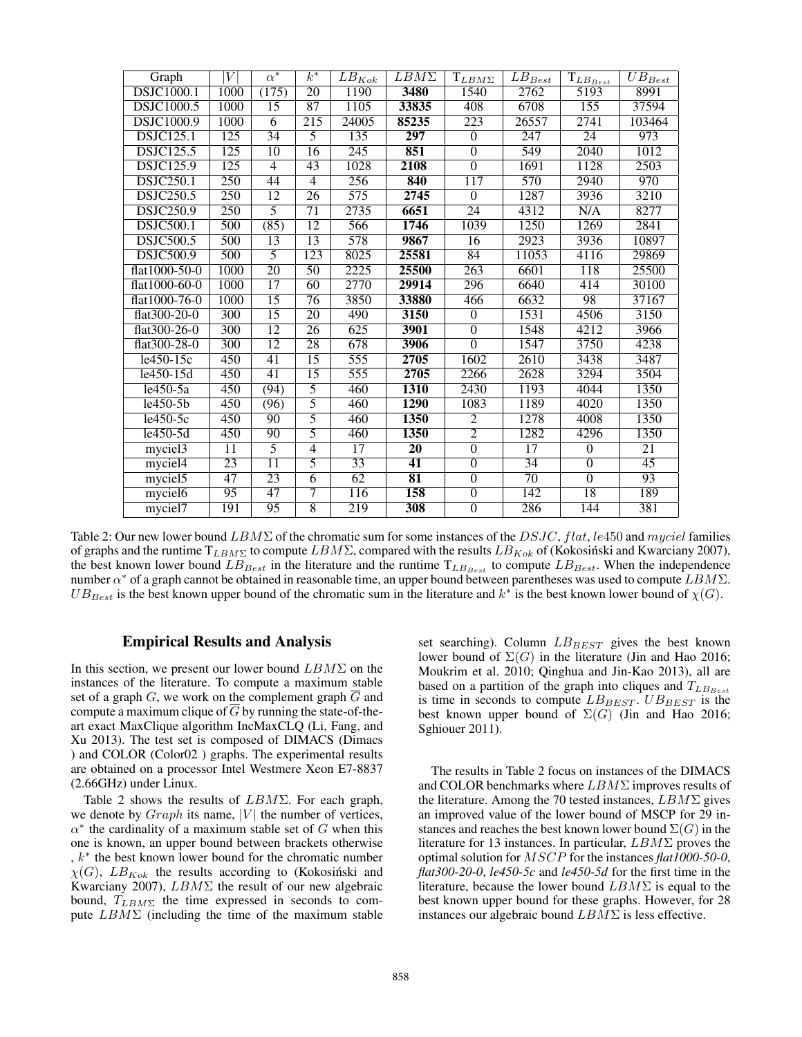| Graph | $\|V\|$ | $\alpha^*$ | $k^*$ | $LB_{Kok}$ | $LBM\Sigma$ | $T_{LBM\Sigma}$ | $LB_{Best}$ | $T_{LB_{Best}}$ | $UB_{Best}$ |
|---|---|---|---|---|---|---|---|---|---|
| DSJC1000.1 | 1000 | (175) | 20 | 1190 | **3480** | 1540 | 2762 | 5193 | 8991 |
| DSJC1000.5 | 1000 | 15 | 87 | 1105 | **33835** | 408 | 6708 | 155 | 37594 |
| DSJC1000.9 | 1000 | 6 | 215 | 24005 | **85235** | 223 | 26557 | 2741 | 103464 |
| DSJC125.1 | 125 | 34 | 5 | 135 | **297** | 0 | 247 | 24 | 973 |
| DSJC125.5 | 125 | 10 | 16 | 245 | **851** | 0 | 549 | 2040 | 1012 |
| DSJC125.9 | 125 | 4 | 43 | 1028 | **2108** | 0 | 1691 | 1128 | 2503 |
| DSJC250.1 | 250 | 44 | 4 | 256 | **840** | 117 | 570 | 2940 | 970 |
| DSJC250.5 | 250 | 12 | 26 | 575 | **2745** | 0 | 1287 | 3936 | 3210 |
| DSJC250.9 | 250 | 5 | 71 | 2735 | **6651** | 24 | 4312 | N/A | 8277 |
| DSJC500.1 | 500 | (85) | 12 | 566 | **1746** | 1039 | 1250 | 1269 | 2841 |
| DSJC500.5 | 500 | 13 | 13 | 578 | **9867** | 16 | 2923 | 3936 | 10897 |
| DSJC500.9 | 500 | 5 | 123 | 8025 | **25581** | 84 | 11053 | 4116 | 29869 |
| flat1000-50-0 | 1000 | 20 | 50 | 2225 | **25500** | 263 | 6601 | 118 | 25500 |
| flat1000-60-0 | 1000 | 17 | 60 | 2770 | **29914** | 296 | 6640 | 414 | 30100 |
| flat1000-76-0 | 1000 | 15 | 76 | 3850 | **33880** | 466 | 6632 | 98 | 37167 |
| flat300-20-0 | 300 | 15 | 20 | 490 | **3150** | 0 | 1531 | 4506 | 3150 |
| flat300-26-0 | 300 | 12 | 26 | 625 | **3901** | 0 | 1548 | 4212 | 3966 |
| flat300-28-0 | 300 | 12 | 28 | 678 | **3906** | 0 | 1547 | 3750 | 4238 |
| le450-15c | 450 | 41 | 15 | 555 | **2705** | 1602 | 2610 | 3438 | 3487 |
| le450-15d | 450 | 41 | 15 | 555 | **2705** | 2266 | 2628 | 3294 | 3504 |
| le450-5a | 450 | (94) | 5 | 460 | **1310** | 2430 | 1193 | 4044 | 1350 |
| le450-5b | 450 | (96) | 5 | 460 | **1290** | 1083 | 1189 | 4020 | 1350 |
| le450-5c | 450 | 90 | 5 | 460 | **1350** | 2 | 1278 | 4008 | 1350 |
| le450-5d | 450 | 90 | 5 | 460 | **1350** | 2 | 1282 | 4296 | 1350 |
| myciel3 | 11 | 5 | 4 | 17 | **20** | 0 | 17 | 0 | 21 |
| myciel4 | 23 | 11 | 5 | 33 | **41** | 0 | 34 | 0 | 45 |
| myciel5 | 47 | 23 | 6 | 62 | **81** | 0 | 70 | 0 | 93 |
| myciel6 | 95 | 47 | 7 | 116 | **158** | 0 | 142 | 18 | 189 |
| myciel7 | 191 | 95 | 8 | 219 | **308** | 0 | 286 | 144 | 381 |

Table 2: Our new lower bound $LBM\Sigma$ of the chromatic sum for some instances of the $DSJC$, $flat$, $le450$ and $myciel$ families of graphs and the runtime $T_{LBM\Sigma}$ to compute $LBM\Sigma$, compared with the results $LB_{Kok}$ of (Kokosiński and Kwarciany 2007), the best known lower bound $LB_{Best}$ in the literature and the runtime $T_{LB_{Best}}$ to compute $LB_{Best}$. When the independence number $\alpha^*$ of a graph cannot be obtained in reasonable time, an upper bound between parentheses was used to compute $LBM\Sigma$. $UB_{Best}$ is the best known upper bound of the chromatic sum in the literature and $k^*$ is the best known lower bound of $\chi(G)$.

## Empirical Results and Analysis

In this section, we present our lower bound $LBM\Sigma$ on the instances of the literature. To compute a maximum stable set of a graph $G$, we work on the complement graph $\overline{G}$ and compute a maximum clique of $\overline{G}$ by running the state-of-the-art exact MaxClique algorithm IncMaxCLQ (Li, Fang, and Xu 2013). The test set is composed of DIMACS (Dimacs ) and COLOR (Color02 ) graphs. The experimental results are obtained on a processor Intel Westmere Xeon E7-8837 (2.66GHz) under Linux.

Table 2 shows the results of $LBM\Sigma$. For each graph, we denote by $Graph$ its name, $|V|$ the number of vertices, $\alpha^*$ the cardinality of a maximum stable set of $G$ when this one is known, an upper bound between brackets otherwise , $k^*$ the best known lower bound for the chromatic number $\chi(G)$, $LB_{Kok}$ the results according to (Kokosiński and Kwarciany 2007), $LBM\Sigma$ the result of our new algebraic bound, $T_{LBM\Sigma}$ the time expressed in seconds to compute $LBM\Sigma$ (including the time of the maximum stable set searching). Column $LB_{BEST}$ gives the best known lower bound of $\Sigma(G)$ in the literature (Jin and Hao 2016; Moukrim et al. 2010; Qinghua and Jin-Kao 2013), all are based on a partition of the graph into cliques and $T_{LB_{Best}}$ is time in seconds to compute $LB_{BEST}$. $UB_{BEST}$ is the best known upper bound of $\Sigma(G)$ (Jin and Hao 2016; Sghiouer 2011).

The results in Table 2 focus on instances of the DIMACS and COLOR benchmarks where $LBM\Sigma$ improves results of the literature. Among the 70 tested instances, $LBM\Sigma$ gives an improved value of the lower bound of MSCP for 29 instances and reaches the best known lower bound $\Sigma(G)$ in the literature for 13 instances. In particular, $LBM\Sigma$ proves the optimal solution for $MSCP$ for the instances *flat1000-50-0*, *flat300-20-0*, *le450-5c* and *le450-5d* for the first time in the literature, because the lower bound $LBM\Sigma$ is equal to the best known upper bound for these graphs. However, for 28 instances our algebraic bound $LBM\Sigma$ is less effective.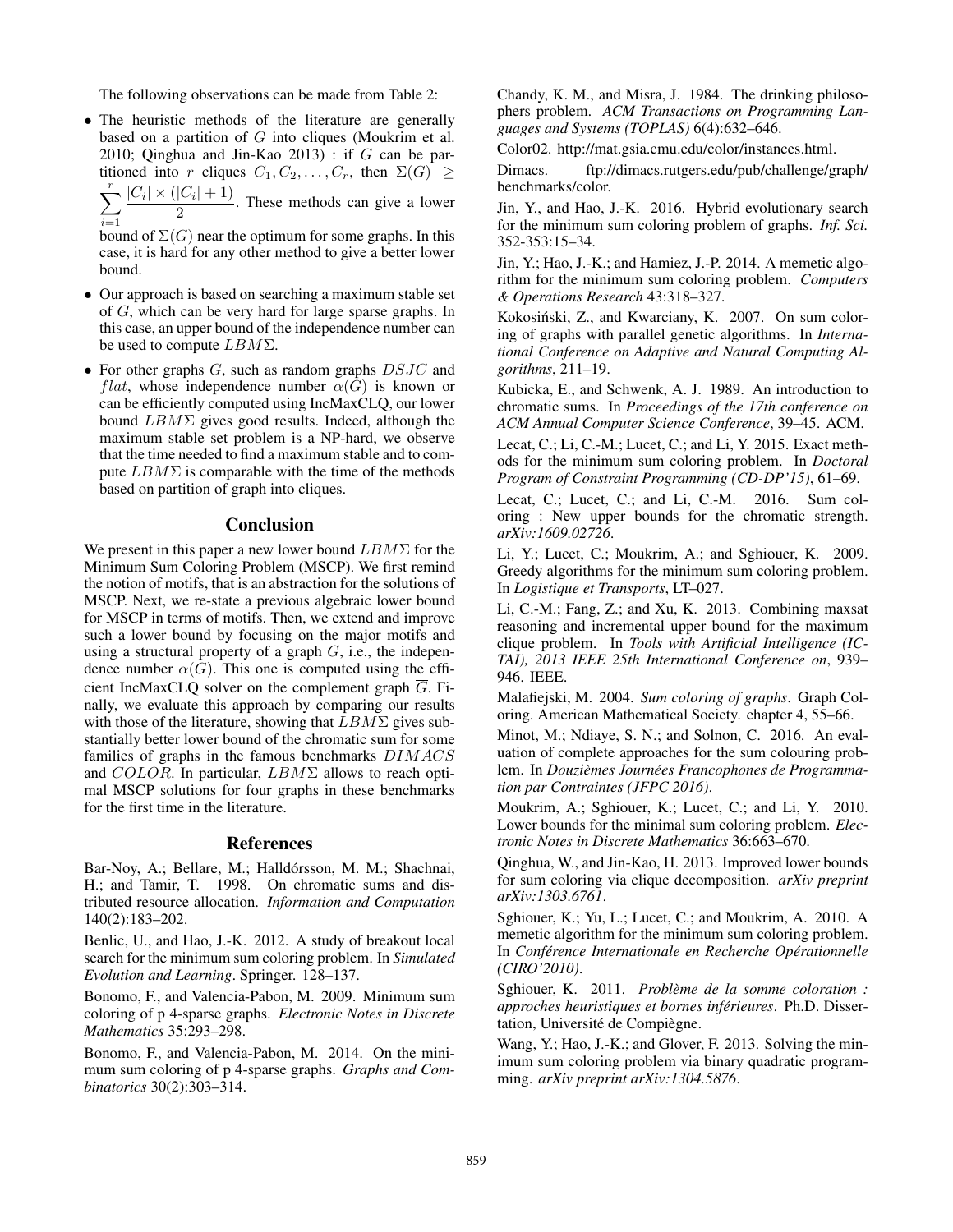The following observations can be made from Table 2:

- The heuristic methods of the literature are generally based on a partition of $G$ into cliques (Moukrim et al. 2010; Qinghua and Jin-Kao 2013) : if $G$ can be partitioned into $r$ cliques $C_1, C_2, \ldots, C_r$, then $\Sigma(G) \geq \sum_{i=1}^{r} \frac{|C_i| \times (|C_i| + 1)}{2}$. These methods can give a lower bound of $\Sigma(G)$ near the optimum for some graphs. In this case, it is hard for any other method to give a better lower bound.
- Our approach is based on searching a maximum stable set of $G$, which can be very hard for large sparse graphs. In this case, an upper bound of the independence number can be used to compute $LBM\Sigma$.
- For other graphs $G$, such as random graphs $DSJC$ and $flat$, whose independence number $\alpha(G)$ is known or can be efficiently computed using IncMaxCLQ, our lower bound $LBM\Sigma$ gives good results. Indeed, although the maximum stable set problem is a NP-hard, we observe that the time needed to find a maximum stable and to compute $LBM\Sigma$ is comparable with the time of the methods based on partition of graph into cliques.

## Conclusion

We present in this paper a new lower bound $LBM\Sigma$ for the Minimum Sum Coloring Problem (MSCP). We first remind the notion of motifs, that is an abstraction for the solutions of MSCP. Next, we re-state a previous algebraic lower bound for MSCP in terms of motifs. Then, we extend and improve such a lower bound by focusing on the major motifs and using a structural property of a graph $G$, i.e., the independence number $\alpha(G)$. This one is computed using the efficient IncMaxCLQ solver on the complement graph $\overline{G}$. Finally, we evaluate this approach by comparing our results with those of the literature, showing that $LBM\Sigma$ gives substantially better lower bound of the chromatic sum for some families of graphs in the famous benchmarks $DIMACS$ and $COLOR$. In particular, $LBM\Sigma$ allows to reach optimal MSCP solutions for four graphs in these benchmarks for the first time in the literature.

## References

Bar-Noy, A.; Bellare, M.; Halldórsson, M. M.; Shachnai, H.; and Tamir, T. 1998. On chromatic sums and distributed resource allocation. *Information and Computation* 140(2):183–202.

Benlic, U., and Hao, J.-K. 2012. A study of breakout local search for the minimum sum coloring problem. In *Simulated Evolution and Learning*. Springer. 128–137.

Bonomo, F., and Valencia-Pabon, M. 2009. Minimum sum coloring of p 4-sparse graphs. *Electronic Notes in Discrete Mathematics* 35:293–298.

Bonomo, F., and Valencia-Pabon, M. 2014. On the minimum sum coloring of p 4-sparse graphs. *Graphs and Combinatorics* 30(2):303–314.

Chandy, K. M., and Misra, J. 1984. The drinking philosophers problem. *ACM Transactions on Programming Languages and Systems (TOPLAS)* 6(4):632–646.

Color02. http://mat.gsia.cmu.edu/color/instances.html.

Dimacs. ftp://dimacs.rutgers.edu/pub/challenge/graph/benchmarks/color.

Jin, Y., and Hao, J.-K. 2016. Hybrid evolutionary search for the minimum sum coloring problem of graphs. *Inf. Sci.* 352-353:15–34.

Jin, Y.; Hao, J.-K.; and Hamiez, J.-P. 2014. A memetic algorithm for the minimum sum coloring problem. *Computers & Operations Research* 43:318–327.

Kokosiński, Z., and Kwarciany, K. 2007. On sum coloring of graphs with parallel genetic algorithms. In *International Conference on Adaptive and Natural Computing Algorithms*, 211–19.

Kubicka, E., and Schwenk, A. J. 1989. An introduction to chromatic sums. In *Proceedings of the 17th conference on ACM Annual Computer Science Conference*, 39–45. ACM.

Lecat, C.; Li, C.-M.; Lucet, C.; and Li, Y. 2015. Exact methods for the minimum sum coloring problem. In *Doctoral Program of Constraint Programming (CD-DP'15)*, 61–69.

Lecat, C.; Lucet, C.; and Li, C.-M. 2016. Sum coloring : New upper bounds for the chromatic strength. *arXiv:1609.02726*.

Li, Y.; Lucet, C.; Moukrim, A.; and Sghiouer, K. 2009. Greedy algorithms for the minimum sum coloring problem. In *Logistique et Transports*, LT–027.

Li, C.-M.; Fang, Z.; and Xu, K. 2013. Combining maxsat reasoning and incremental upper bound for the maximum clique problem. In *Tools with Artificial Intelligence (ICTAI), 2013 IEEE 25th International Conference on*, 939–946. IEEE.

Malafiejski, M. 2004. *Sum coloring of graphs*. Graph Coloring. American Mathematical Society. chapter 4, 55–66.

Minot, M.; Ndiaye, S. N.; and Solnon, C. 2016. An evaluation of complete approaches for the sum colouring problem. In *Douzièmes Journées Francophones de Programmation par Contraintes (JFPC 2016)*.

Moukrim, A.; Sghiouer, K.; Lucet, C.; and Li, Y. 2010. Lower bounds for the minimal sum coloring problem. *Electronic Notes in Discrete Mathematics* 36:663–670.

Qinghua, W., and Jin-Kao, H. 2013. Improved lower bounds for sum coloring via clique decomposition. *arXiv preprint arXiv:1303.6761*.

Sghiouer, K.; Yu, L.; Lucet, C.; and Moukrim, A. 2010. A memetic algorithm for the minimum sum coloring problem. In *Conférence Internationale en Recherche Opérationnelle (CIRO'2010)*.

Sghiouer, K. 2011. *Problème de la somme coloration : approches heuristiques et bornes inférieures*. Ph.D. Dissertation, Université de Compiègne.

Wang, Y.; Hao, J.-K.; and Glover, F. 2013. Solving the minimum sum coloring problem via binary quadratic programming. *arXiv preprint arXiv:1304.5876*.